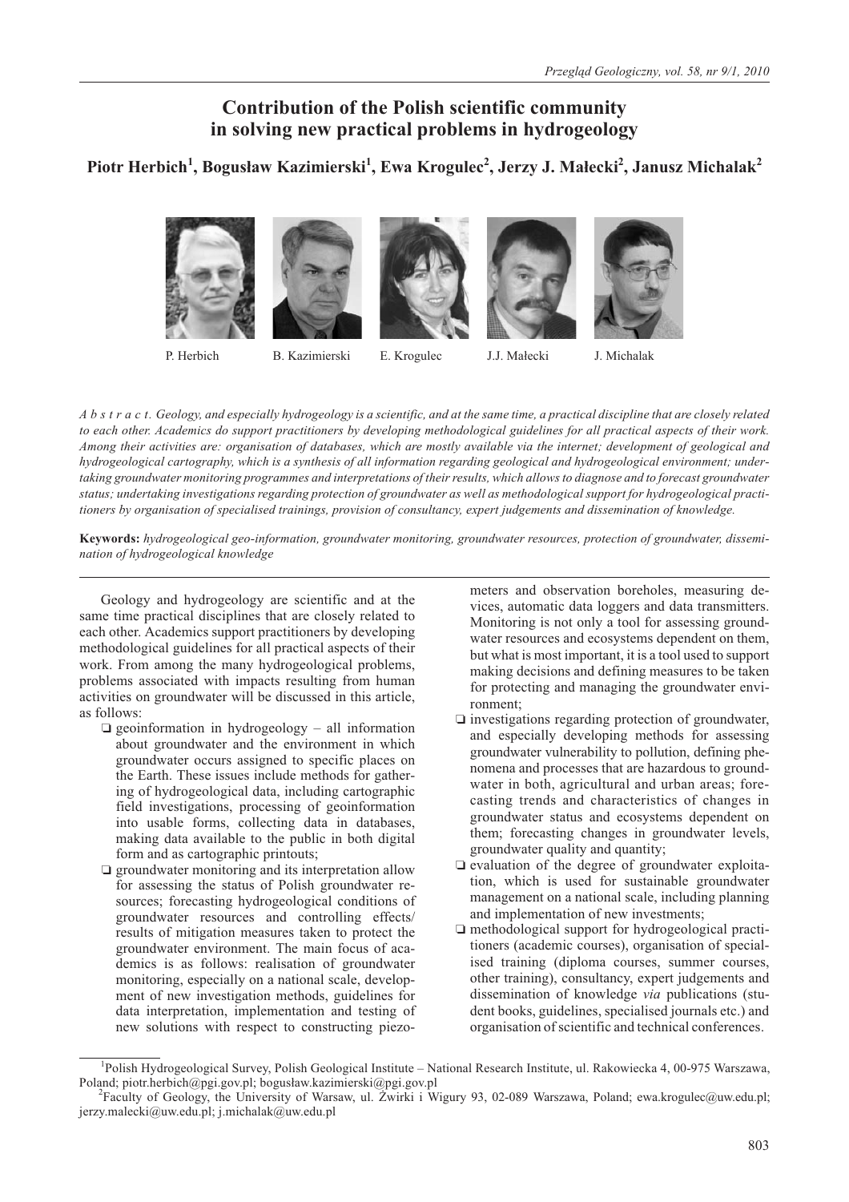# Contribution of the Polish scientific community in solving new practical problems in hydrogeology

**Piotr Herbich[1], Bogusław Kazimierski[1], Ewa Krogulec[2], Jerzy J. Małecki[2], Janusz Michalak[2]**

P. Herbich B. Kazimierski E. Krogulec J.J. Małecki J. Michalak

*A b s t r a c t. Geology, and especially hydrogeology is a scientific, and at the same time, a practical discipline that are closely related to each other. Academics do support practitioners by developing methodological guidelines for all practical aspects of their work. Among their activities are: organisation of databases, which are mostly available via the internet; development of geological and hydrogeological cartography, which is a synthesis of all information regarding geological and hydrogeological environment; undertaking groundwater monitoring programmes and interpretations of their results, which allows to diagnose and to forecast groundwater status; undertaking investigations regarding protection of groundwater as well as methodological support for hydrogeological practitioners by organisation of specialised trainings, provision of consultancy, expert judgements and dissemination of knowledge.*

**Keywords:** *hydrogeological geo-information, groundwater monitoring, groundwater resources, protection of groundwater, dissemination of hydrogeological knowledge*

Geology and hydrogeology are scientific and at the same time practical disciplines that are closely related to each other. Academics support practitioners by developing methodological guidelines for all practical aspects of their work. From among the many hydrogeological problems, problems associated with impacts resulting from human activities on groundwater will be discussed in this article, as follows:

- geoinformation in hydrogeology – all information about groundwater and the environment in which groundwater occurs assigned to specific places on the Earth. These issues include methods for gathering of hydrogeological data, including cartographic field investigations, processing of geoinformation into usable forms, collecting data in databases, making data available to the public in both digital form and as cartographic printouts;
- groundwater monitoring and its interpretation allow for assessing the status of Polish groundwater resources; forecasting hydrogeological conditions of groundwater resources and controlling effects/results of mitigation measures taken to protect the groundwater environment. The main focus of academics is as follows: realisation of groundwater monitoring, especially on a national scale, development of new investigation methods, guidelines for data interpretation, implementation and testing of new solutions with respect to constructing piezometers and observation boreholes, measuring devices, automatic data loggers and data transmitters. Monitoring is not only a tool for assessing groundwater resources and ecosystems dependent on them, but what is most important, it is a tool used to support making decisions and defining measures to be taken for protecting and managing the groundwater environment;
- investigations regarding protection of groundwater, and especially developing methods for assessing groundwater vulnerability to pollution, defining phenomena and processes that are hazardous to groundwater in both, agricultural and urban areas; forecasting trends and characteristics of changes in groundwater status and ecosystems dependent on them; forecasting changes in groundwater levels, groundwater quality and quantity;
- evaluation of the degree of groundwater exploitation, which is used for sustainable groundwater management on a national scale, including planning and implementation of new investments;
- methodological support for hydrogeological practitioners (academic courses), organisation of specialised training (diploma courses, summer courses, other training), consultancy, expert judgements and dissemination of knowledge *via* publications (student books, guidelines, specialised journals etc.) and organisation of scientific and technical conferences.

---

[1]Polish Hydrogeological Survey, Polish Geological Institute – National Research Institute, ul. Rakowiecka 4, 00-975 Warszawa, Poland; piotr.herbich@pgi.gov.pl; bogusław.kazimierski@pgi.gov.pl

[2]Faculty of Geology, the University of Warsaw, ul. Żwirki i Wigury 93, 02-089 Warszawa, Poland; ewa.krogulec@uw.edu.pl; jerzy.malecki@uw.edu.pl; j.michalak@uw.edu.pl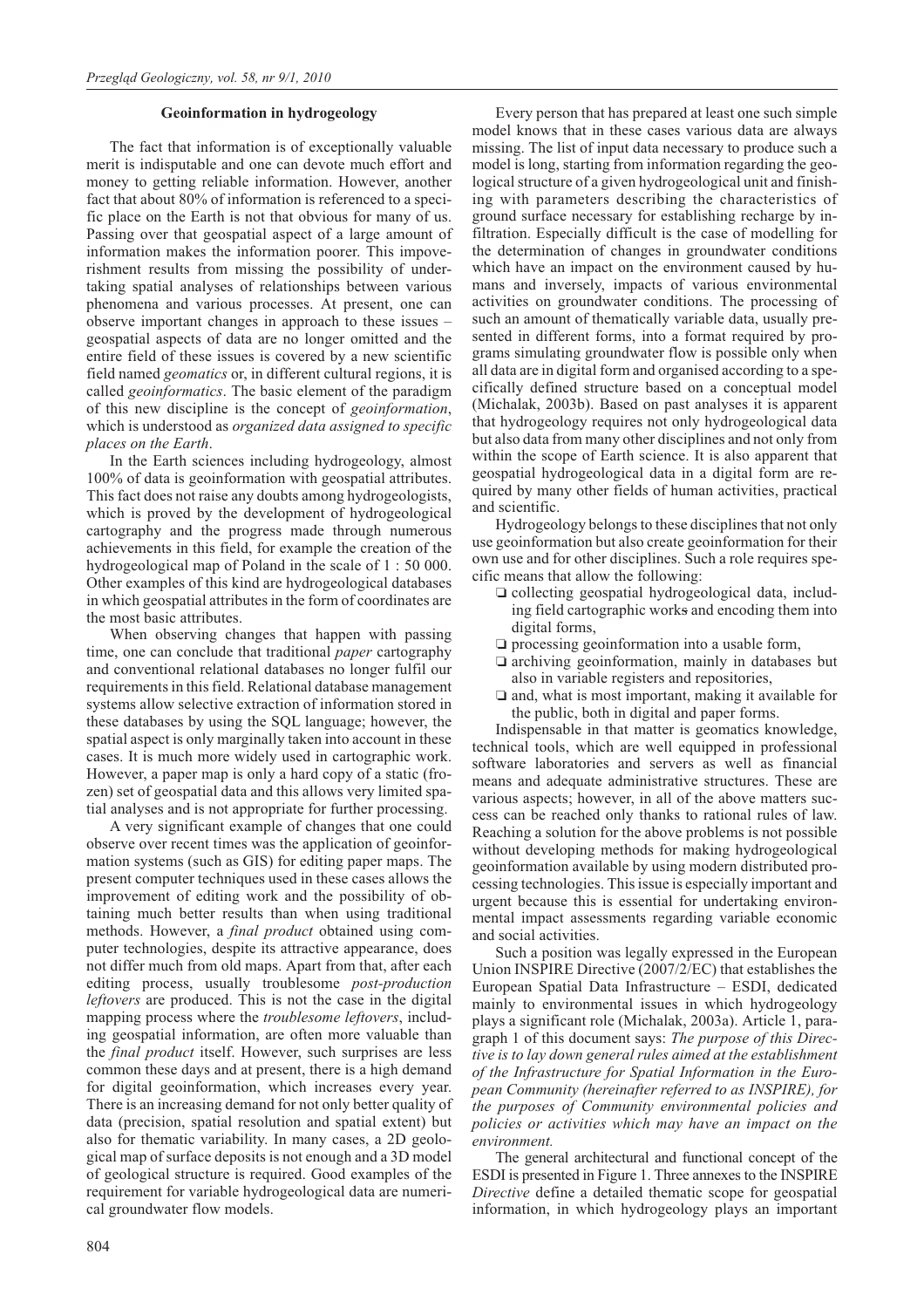## Geoinformation in hydrogeology

The fact that information is of exceptionally valuable merit is indisputable and one can devote much effort and money to getting reliable information. However, another fact that about 80% of information is referenced to a specific place on the Earth is not that obvious for many of us. Passing over that geospatial aspect of a large amount of information makes the information poorer. This impoverishment results from missing the possibility of undertaking spatial analyses of relationships between various phenomena and various processes. At present, one can observe important changes in approach to these issues – geospatial aspects of data are no longer omitted and the entire field of these issues is covered by a new scientific field named *geomatics* or, in different cultural regions, it is called *geoinformatics*. The basic element of the paradigm of this new discipline is the concept of *geoinformation*, which is understood as *organized data assigned to specific places on the Earth*.

In the Earth sciences including hydrogeology, almost 100% of data is geoinformation with geospatial attributes. This fact does not raise any doubts among hydrogeologists, which is proved by the development of hydrogeological cartography and the progress made through numerous achievements in this field, for example the creation of the hydrogeological map of Poland in the scale of 1 : 50 000. Other examples of this kind are hydrogeological databases in which geospatial attributes in the form of coordinates are the most basic attributes.

When observing changes that happen with passing time, one can conclude that traditional *paper* cartography and conventional relational databases no longer fulfil our requirements in this field. Relational database management systems allow selective extraction of information stored in these databases by using the SQL language; however, the spatial aspect is only marginally taken into account in these cases. It is much more widely used in cartographic work. However, a paper map is only a hard copy of a static (frozen) set of geospatial data and this allows very limited spatial analyses and is not appropriate for further processing.

A very significant example of changes that one could observe over recent times was the application of geoinformation systems (such as GIS) for editing paper maps. The present computer techniques used in these cases allows the improvement of editing work and the possibility of obtaining much better results than when using traditional methods. However, a *final product* obtained using computer technologies, despite its attractive appearance, does not differ much from old maps. Apart from that, after each editing process, usually troublesome *post-production leftovers* are produced. This is not the case in the digital mapping process where the *troublesome leftovers*, including geospatial information, are often more valuable than the *final product* itself. However, such surprises are less common these days and at present, there is a high demand for digital geoinformation, which increases every year. There is an increasing demand for not only better quality of data (precision, spatial resolution and spatial extent) but also for thematic variability. In many cases, a 2D geological map of surface deposits is not enough and a 3D model of geological structure is required. Good examples of the requirement for variable hydrogeological data are numerical groundwater flow models.

Every person that has prepared at least one such simple model knows that in these cases various data are always missing. The list of input data necessary to produce such a model is long, starting from information regarding the geological structure of a given hydrogeological unit and finishing with parameters describing the characteristics of ground surface necessary for establishing recharge by infiltration. Especially difficult is the case of modelling for the determination of changes in groundwater conditions which have an impact on the environment caused by humans and inversely, impacts of various environmental activities on groundwater conditions. The processing of such an amount of thematically variable data, usually presented in different forms, into a format required by programs simulating groundwater flow is possible only when all data are in digital form and organised according to a specifically defined structure based on a conceptual model (Michalak, 2003b). Based on past analyses it is apparent that hydrogeology requires not only hydrogeological data but also data from many other disciplines and not only from within the scope of Earth science. It is also apparent that geospatial hydrogeological data in a digital form are required by many other fields of human activities, practical and scientific.

Hydrogeology belongs to these disciplines that not only use geoinformation but also create geoinformation for their own use and for other disciplines. Such a role requires specific means that allow the following:

- collecting geospatial hydrogeological data, including field cartographic works and encoding them into digital forms,
- processing geoinformation into a usable form,
- archiving geoinformation, mainly in databases but also in variable registers and repositories,
- and, what is most important, making it available for the public, both in digital and paper forms.

Indispensable in that matter is geomatics knowledge, technical tools, which are well equipped in professional software laboratories and servers as well as financial means and adequate administrative structures. These are various aspects; however, in all of the above matters success can be reached only thanks to rational rules of law. Reaching a solution for the above problems is not possible without developing methods for making hydrogeological geoinformation available by using modern distributed processing technologies. This issue is especially important and urgent because this is essential for undertaking environmental impact assessments regarding variable economic and social activities.

Such a position was legally expressed in the European Union INSPIRE Directive (2007/2/EC) that establishes the European Spatial Data Infrastructure – ESDI, dedicated mainly to environmental issues in which hydrogeology plays a significant role (Michalak, 2003a). Article 1, paragraph 1 of this document says: *The purpose of this Directive is to lay down general rules aimed at the establishment of the Infrastructure for Spatial Information in the European Community (hereinafter referred to as INSPIRE), for the purposes of Community environmental policies and policies or activities which may have an impact on the environment.*

The general architectural and functional concept of the ESDI is presented in Figure 1. Three annexes to the INSPIRE *Directive* define a detailed thematic scope for geospatial information, in which hydrogeology plays an important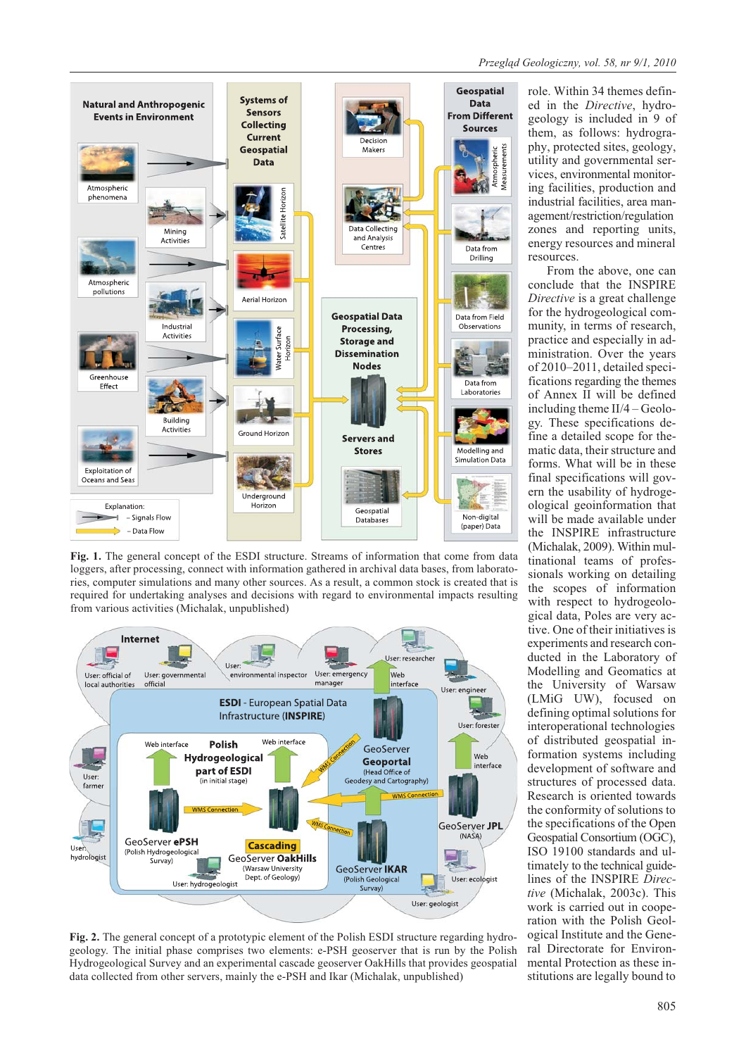Fig. 1. The general concept of the ESDI structure. Streams of information that come from data loggers, after processing, connect with information gathered in archival data bases, from laboratories, computer simulations and many other sources. As a result, a common stock is created that is required for undertaking analyses and decisions with regard to environmental impacts resulting from various activities (Michalak, unpublished)

Fig. 2. The general concept of a prototypic element of the Polish ESDI structure regarding hydrogeology. The initial phase comprises two elements: e-PSH geoserver that is run by the Polish Hydrogeological Survey and an experimental cascade geoserver OakHills that provides geospatial data collected from other servers, mainly the e-PSH and Ikar (Michalak, unpublished)

role. Within 34 themes defined in the *Directive*, hydrogeology is included in 9 of them, as follows: hydrography, protected sites, geology, utility and governmental services, environmental monitoring facilities, production and industrial facilities, area management/restriction/regulation zones and reporting units, energy resources and mineral resources.

From the above, one can conclude that the INSPIRE *Directive* is a great challenge for the hydrogeological community, in terms of research, practice and especially in administration. Over the years of 2010–2011, detailed specifications regarding the themes of Annex II will be defined including theme II/4 – Geology. These specifications define a detailed scope for thematic data, their structure and forms. What will be in these final specifications will govern the usability of hydrogeological geoinformation that will be made available under the INSPIRE infrastructure (Michalak, 2009). Within multinational teams of professionals working on detailing the scopes of information with respect to hydrogeological data, Poles are very active. One of their initiatives is experiments and research conducted in the Laboratory of Modelling and Geomatics at the University of Warsaw (LMiG UW), focused on defining optimal solutions for interoperational technologies of distributed geospatial information systems including development of software and structures of processed data. Research is oriented towards the conformity of solutions to the specifications of the Open Geospatial Consortium (OGC), ISO 19100 standards and ultimately to the technical guidelines of the INSPIRE *Directive* (Michalak, 2003c). This work is carried out in cooperation with the Polish Geological Institute and the General Directorate for Environmental Protection as these institutions are legally bound to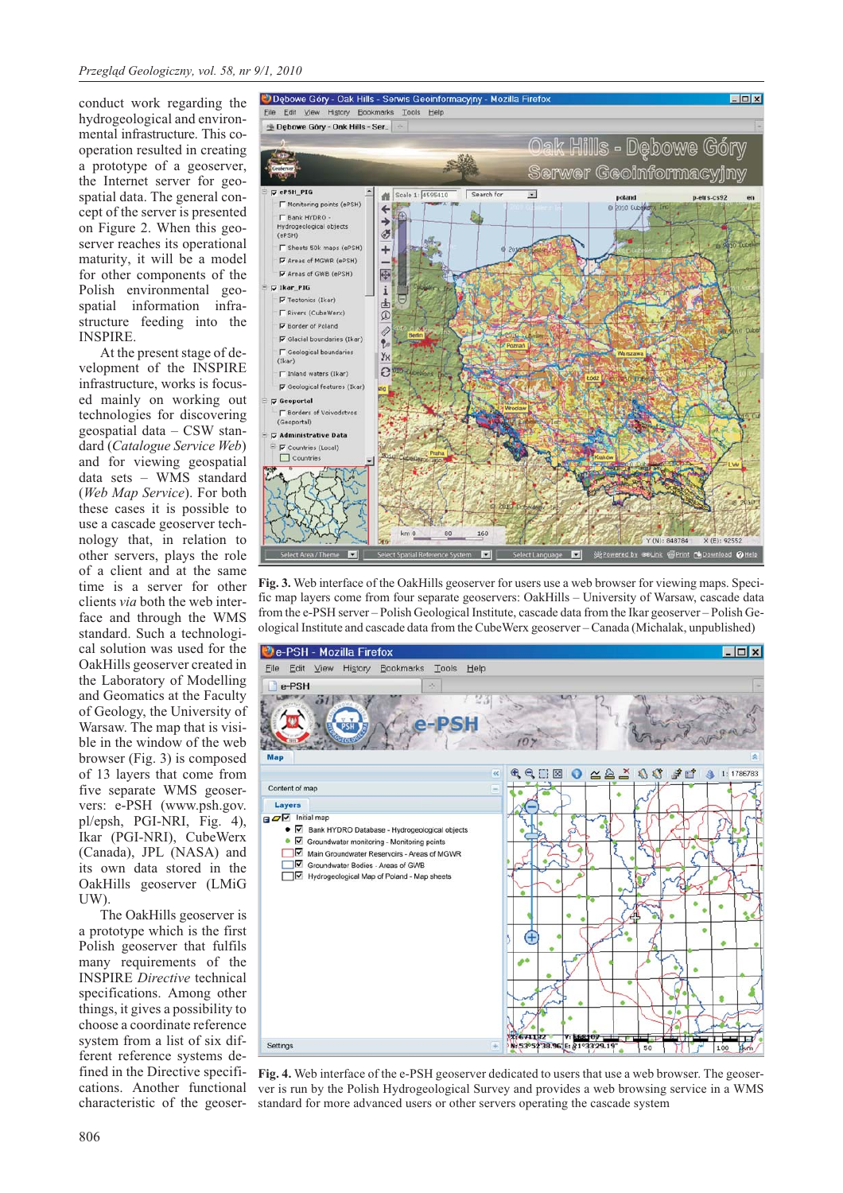conduct work regarding the hydrogeological and environmental infrastructure. This co-operation resulted in creating a prototype of a geoserver, the Internet server for geospatial data. The general concept of the server is presented on Figure 2. When this geoserver reaches its operational maturity, it will be a model for other components of the Polish environmental geospatial information infrastructure feeding into the INSPIRE.

At the present stage of development of the INSPIRE infrastructure, works is focused mainly on working out technologies for discovering geospatial data – CSW standard (*Catalogue Service Web*) and for viewing geospatial data sets – WMS standard (*Web Map Service*). For both these cases it is possible to use a cascade geoserver technology that, in relation to other servers, plays the role of a client and at the same time is a server for other clients *via* both the web interface and through the WMS standard. Such a technological solution was used for the OakHills geoserver created in the Laboratory of Modelling and Geomatics at the Faculty of Geology, the University of Warsaw. The map that is visible in the window of the web browser (Fig. 3) is composed of 13 layers that come from five separate WMS geoservers: e-PSH (www.psh.gov.pl/epsh, PGI-NRI, Fig. 4), Ikar (PGI-NRI), CubeWerx (Canada), JPL (NASA) and its own data stored in the OakHills geoserver (LMiG UW).

The OakHills geoserver is a prototype which is the first Polish geoserver that fulfils many requirements of the INSPIRE *Directive* technical specifications. Among other things, it gives a possibility to choose a coordinate reference system from a list of six different reference systems defined in the Directive specifications. Another functional characteristic of the geoser-

**Fig. 3.** Web interface of the OakHills geoserver for users use a web browser for viewing maps. Specific map layers come from four separate geoservers: OakHills – University of Warsaw, cascade data from the e-PSH server – Polish Geological Institute, cascade data from the Ikar geoserver – Polish Geological Institute and cascade data from the CubeWerx geoserver – Canada (Michalak, unpublished)

**Fig. 4.** Web interface of the e-PSH geoserver dedicated to users that use a web browser. The geoserver is run by the Polish Hydrogeological Survey and provides a web browsing service in a WMS standard for more advanced users or other servers operating the cascade system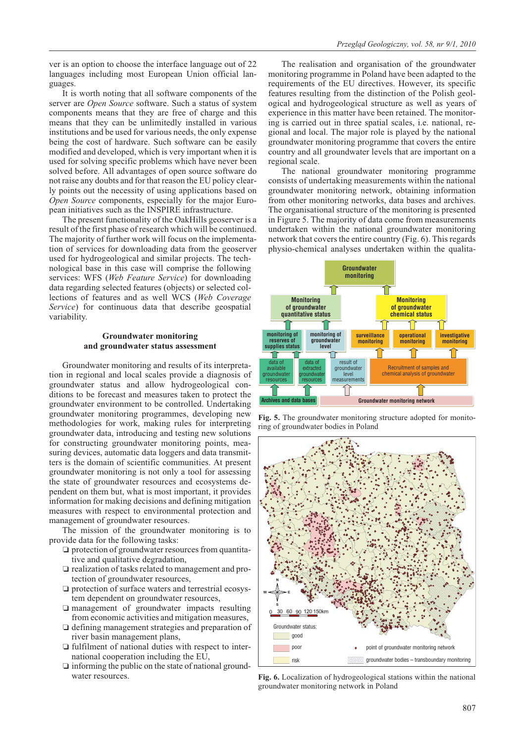ver is an option to choose the interface language out of 22 languages including most European Union official languages.

It is worth noting that all software components of the server are *Open Source* software. Such a status of system components means that they are free of charge and this means that they can be unlimitedly installed in various institutions and be used for various needs, the only expense being the cost of hardware. Such software can be easily modified and developed, which is very important when it is used for solving specific problems which have never been solved before. All advantages of open source software do not raise any doubts and for that reason the EU policy clearly points out the necessity of using applications based on *Open Source* components, especially for the major European initiatives such as the INSPIRE infrastructure.

The present functionality of the OakHills geoserver is a result of the first phase of research which will be continued. The majority of further work will focus on the implementation of services for downloading data from the geoserver used for hydrogeological and similar projects. The technological base in this case will comprise the following services: WFS (*Web Feature Service*) for downloading data regarding selected features (objects) or selected collections of features and as well WCS (*Web Coverage Service*) for continuous data that describe geospatial variability.

## Groundwater monitoring and groundwater status assessment

Groundwater monitoring and results of its interpretation in regional and local scales provide a diagnosis of groundwater status and allow hydrogeological conditions to be forecast and measures taken to protect the groundwater environment to be controlled. Undertaking groundwater monitoring programmes, developing new methodologies for work, making rules for interpreting groundwater data, introducing and testing new solutions for constructing groundwater monitoring points, measuring devices, automatic data loggers and data transmitters is the domain of scientific communities. At present groundwater monitoring is not only a tool for assessing the state of groundwater resources and ecosystems dependent on them but, what is most important, it provides information for making decisions and defining mitigation measures with respect to environmental protection and management of groundwater resources.

The mission of the groundwater monitoring is to provide data for the following tasks:

- ❏ protection of groundwater resources from quantitative and qualitative degradation,
- ❏ realization of tasks related to management and protection of groundwater resources,
- ❏ protection of surface waters and terrestrial ecosystem dependent on groundwater resources,
- ❏ management of groundwater impacts resulting from economic activities and mitigation measures,
- ❏ defining management strategies and preparation of river basin management plans,
- ❏ fulfilment of national duties with respect to international cooperation including the EU,
- ❏ informing the public on the state of national groundwater resources.

The realisation and organisation of the groundwater monitoring programme in Poland have been adapted to the requirements of the EU directives. However, its specific features resulting from the distinction of the Polish geological and hydrogeological structure as well as years of experience in this matter have been retained. The monitoring is carried out in three spatial scales, i.e. national, regional and local. The major role is played by the national groundwater monitoring programme that covers the entire country and all groundwater levels that are important on a regional scale.

The national groundwater monitoring programme consists of undertaking measurements within the national groundwater monitoring network, obtaining information from other monitoring networks, data bases and archives. The organisational structure of the monitoring is presented in Figure 5. The majority of data come from measurements undertaken within the national groundwater monitoring network that covers the entire country (Fig. 6). This regards physio-chemical analyses undertaken within the qualita-

Groundwater monitoring

Monitoring of groundwater quantitative status | Monitoring of groundwater chemical status

monitoring of reserves of supplies status | monitoring of groundwater level | surveillance monitoring | operational monitoring | investigative monitoring

data of available groundwater resources | data of extracted groundwater resources | result of groundwater level measurements | Recruitment of samples and chemical analysis of groundwater

Archives and data bases | Groundwater monitoring network

**Fig. 5.** The groundwater monitoring structure adopted for monitoring of groundwater bodies in Poland

0 30 60 90 120 150km

Groundwater status: good; poor; risk

point of groundwater monitoring network

groundwater bodies – transboundary monitoring

**Fig. 6.** Localization of hydrogeological stations within the national groundwater monitoring network in Poland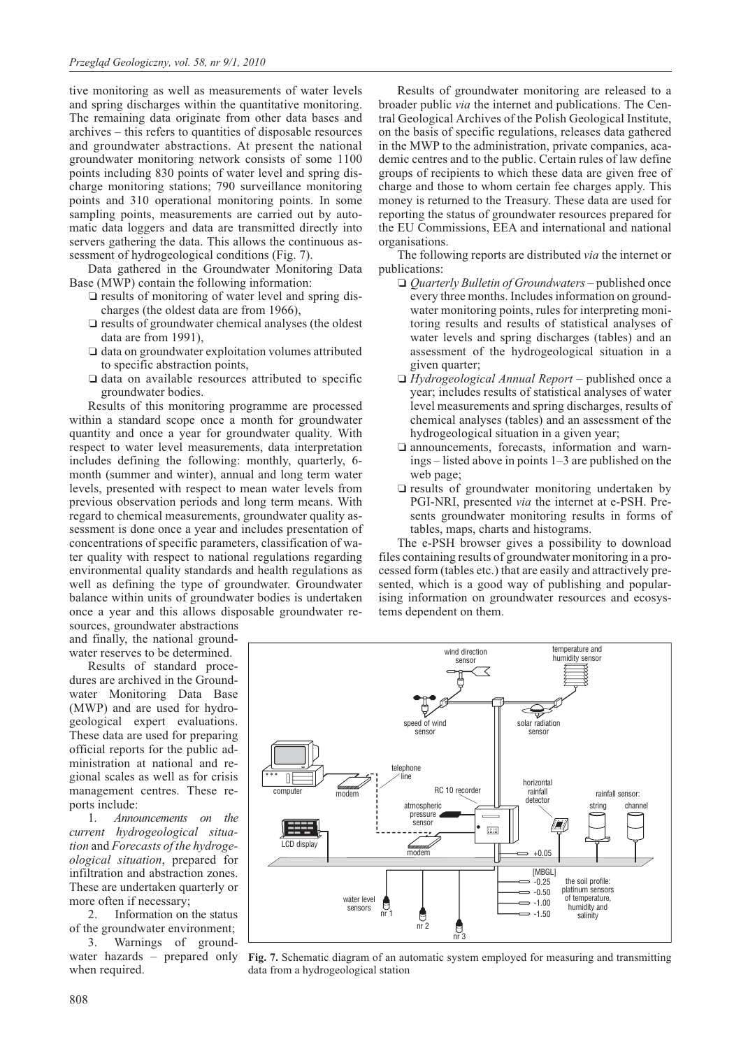tive monitoring as well as measurements of water levels and spring discharges within the quantitative monitoring. The remaining data originate from other data bases and archives – this refers to quantities of disposable resources and groundwater abstractions. At present the national groundwater monitoring network consists of some 1100 points including 830 points of water level and spring discharge monitoring stations; 790 surveillance monitoring points and 310 operational monitoring points. In some sampling points, measurements are carried out by automatic data loggers and data are transmitted directly into servers gathering the data. This allows the continuous assessment of hydrogeological conditions (Fig. 7).

Data gathered in the Groundwater Monitoring Data Base (MWP) contain the following information:

- results of monitoring of water level and spring discharges (the oldest data are from 1966),
- results of groundwater chemical analyses (the oldest data are from 1991),
- data on groundwater exploitation volumes attributed to specific abstraction points,
- data on available resources attributed to specific groundwater bodies.

Results of this monitoring programme are processed within a standard scope once a month for groundwater quantity and once a year for groundwater quality. With respect to water level measurements, data interpretation includes defining the following: monthly, quarterly, 6-month (summer and winter), annual and long term water levels, presented with respect to mean water levels from previous observation periods and long term means. With regard to chemical measurements, groundwater quality assessment is done once a year and includes presentation of concentrations of specific parameters, classification of water quality with respect to national regulations regarding environmental quality standards and health regulations as well as defining the type of groundwater. Groundwater balance within units of groundwater bodies is undertaken once a year and this allows disposable groundwater resources, groundwater abstractions and finally, the national groundwater reserves to be determined.

Results of standard procedures are archived in the Groundwater Monitoring Data Base (MWP) and are used for hydrogeological expert evaluations. These data are used for preparing official reports for the public administration at national and regional scales as well as for crisis management centres. These reports include:

1. *Announcements on the current hydrogeological situation* and *Forecasts of the hydrogeological situation*, prepared for infiltration and abstraction zones. These are undertaken quarterly or more often if necessary;
2. Information on the status of the groundwater environment;
3. Warnings of groundwater hazards – prepared only when required.

Results of groundwater monitoring are released to a broader public *via* the internet and publications. The Central Geological Archives of the Polish Geological Institute, on the basis of specific regulations, releases data gathered in the MWP to the administration, private companies, academic centres and to the public. Certain rules of law define groups of recipients to which these data are given free of charge and those to whom certain fee charges apply. This money is returned to the Treasury. These data are used for reporting the status of groundwater resources prepared for the EU Commissions, EEA and international and national organisations.

The following reports are distributed *via* the internet or publications:

- *Quarterly Bulletin of Groundwaters* – published once every three months. Includes information on groundwater monitoring points, rules for interpreting monitoring results and results of statistical analyses of water levels and spring discharges (tables) and an assessment of the hydrogeological situation in a given quarter;
- *Hydrogeological Annual Report* – published once a year; includes results of statistical analyses of water level measurements and spring discharges, results of chemical analyses (tables) and an assessment of the hydrogeological situation in a given year;
- announcements, forecasts, information and warnings – listed above in points 1–3 are published on the web page;
- results of groundwater monitoring undertaken by PGI-NRI, presented *via* the internet at e-PSH. Presents groundwater monitoring results in forms of tables, maps, charts and histograms.

The e-PSH browser gives a possibility to download files containing results of groundwater monitoring in a processed form (tables etc.) that are easily and attractively presented, which is a good way of publishing and popularising information on groundwater resources and ecosystems dependent on them.

**Fig. 7.** Schematic diagram of an automatic system employed for measuring and transmitting data from a hydrogeological station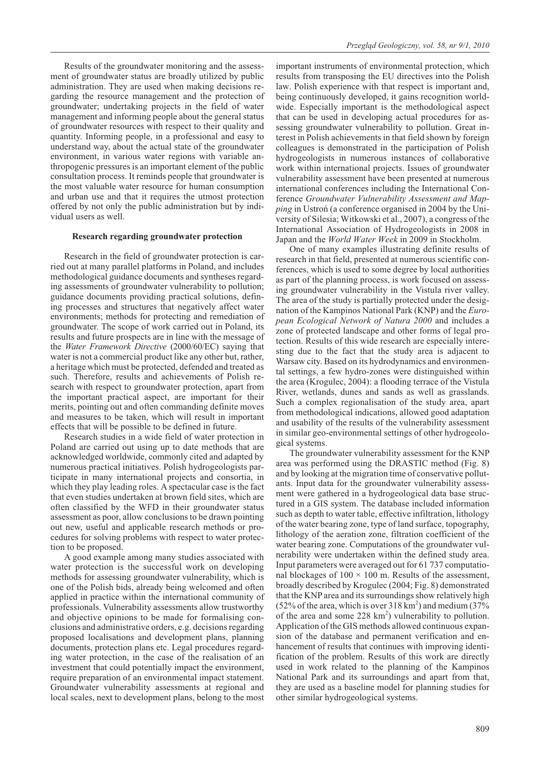Results of the groundwater monitoring and the assessment of groundwater status are broadly utilized by public administration. They are used when making decisions regarding the resource management and the protection of groundwater; undertaking projects in the field of water management and informing people about the general status of groundwater resources with respect to their quality and quantity. Informing people, in a professional and easy to understand way, about the actual state of the groundwater environment, in various water regions with variable anthropogenic pressures is an important element of the public consultation process. It reminds people that groundwater is the most valuable water resource for human consumption and urban use and that it requires the utmost protection offered by not only the public administration but by individual users as well.

### Research regarding groundwater protection

Research in the field of groundwater protection is carried out at many parallel platforms in Poland, and includes methodological guidance documents and syntheses regarding assessments of groundwater vulnerability to pollution; guidance documents providing practical solutions, defining processes and structures that negatively affect water environments; methods for protecting and remediation of groundwater. The scope of work carried out in Poland, its results and future prospects are in line with the message of the *Water Framework Directive* (2000/60/EC) saying that water is not a commercial product like any other but, rather, a heritage which must be protected, defended and treated as such. Therefore, results and achievements of Polish research with respect to groundwater protection, apart from the important practical aspect, are important for their merits, pointing out and often commanding definite moves and measures to be taken, which will result in important effects that will be possible to be defined in future.

Research studies in a wide field of water protection in Poland are carried out using up to date methods that are acknowledged worldwide, commonly cited and adapted by numerous practical initiatives. Polish hydrogeologists participate in many international projects and consortia, in which they play leading roles. A spectacular case is the fact that even studies undertaken at brown field sites, which are often classified by the WFD in their groundwater status assessment as poor, allow conclusions to be drawn pointing out new, useful and applicable research methods or procedures for solving problems with respect to water protection to be proposed.

A good example among many studies associated with water protection is the successful work on developing methods for assessing groundwater vulnerability, which is one of the Polish bids, already being welcomed and often applied in practice within the international community of professionals. Vulnerability assessments allow trustworthy and objective opinions to be made for formalising conclusions and administrative orders, e.g. decisions regarding proposed localisations and development plans, planning documents, protection plans etc. Legal procedures regarding water protection, in the case of the realisation of an investment that could potentially impact the environment, require preparation of an environmental impact statement. Groundwater vulnerability assessments at regional and local scales, next to development plans, belong to the most important instruments of environmental protection, which results from transposing the EU directives into the Polish law. Polish experience with that respect is important and, being continuously developed, it gains recognition worldwide. Especially important is the methodological aspect that can be used in developing actual procedures for assessing groundwater vulnerability to pollution. Great interest in Polish achievements in that field shown by foreign colleagues is demonstrated in the participation of Polish hydrogeologists in numerous instances of collaborative work within international projects. Issues of groundwater vulnerability assessment have been presented at numerous international conferences including the International Conference *Groundwater Vulnerability Assessment and Mapping* in Ustroń (a conference organised in 2004 by the University of Silesia; Witkowski et al., 2007), a congress of the International Association of Hydrogeologists in 2008 in Japan and the *World Water Week* in 2009 in Stockholm.

One of many examples illustrating definite results of research in that field, presented at numerous scientific conferences, which is used to some degree by local authorities as part of the planning process, is work focused on assessing groundwater vulnerability in the Vistula river valley. The area of the study is partially protected under the designation of the Kampinos National Park (KNP) and the *European Ecological Network of Natura 2000* and includes a zone of protected landscape and other forms of legal protection. Results of this wide research are especially interesting due to the fact that the study area is adjacent to Warsaw city. Based on its hydrodynamics and environmental settings, a few hydro-zones were distinguished within the area (Krogulec, 2004): a flooding terrace of the Vistula River, wetlands, dunes and sands as well as grasslands. Such a complex regionalisation of the study area, apart from methodological indications, allowed good adaptation and usability of the results of the vulnerability assessment in similar geo-environmental settings of other hydrogeological systems.

The groundwater vulnerability assessment for the KNP area was performed using the DRASTIC method (Fig. 8) and by looking at the migration time of conservative pollutants. Input data for the groundwater vulnerability assessment were gathered in a hydrogeological data base structured in a GIS system. The database included information such as depth to water table, effective infiltration, lithology of the water bearing zone, type of land surface, topography, lithology of the aeration zone, filtration coefficient of the water bearing zone. Computations of the groundwater vulnerability were undertaken within the defined study area. Input parameters were averaged out for 61 737 computational blockages of $100 \times 100$ m. Results of the assessment, broadly described by Krogulec (2004; Fig. 8) demonstrated that the KNP area and its surroundings show relatively high (52% of the area, which is over 318 km$^2$) and medium (37% of the area and some 228 km$^2$) vulnerability to pollution. Application of the GIS methods allowed continuous expansion of the database and permanent verification and enhancement of results that continues with improving identification of the problem. Results of this work are directly used in work related to the planning of the Kampinos National Park and its surroundings and apart from that, they are used as a baseline model for planning studies for other similar hydrogeological systems.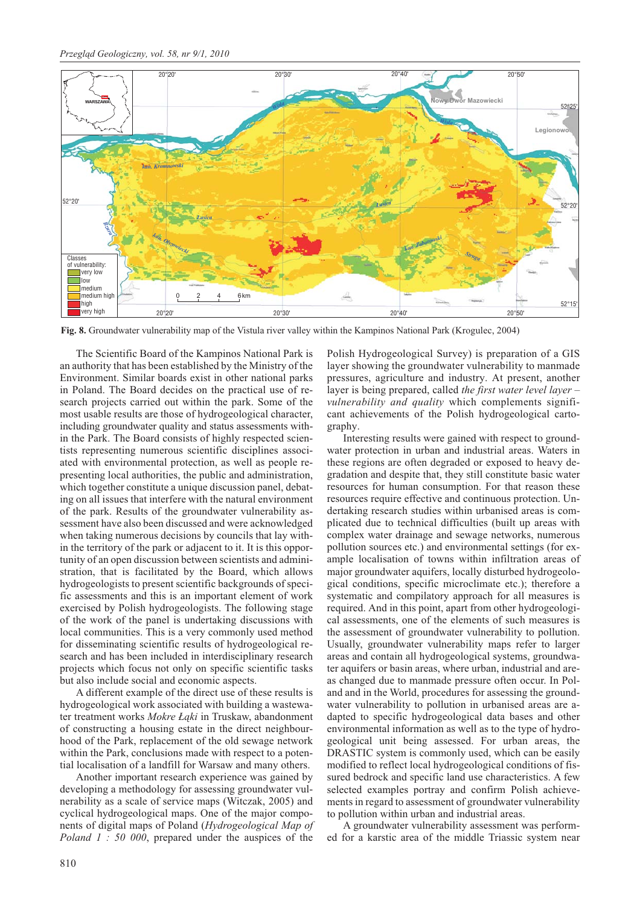Fig. 8. Groundwater vulnerability map of the Vistula river valley within the Kampinos National Park (Krogulec, 2004)

The Scientific Board of the Kampinos National Park is an authority that has been established by the Ministry of the Environment. Similar boards exist in other national parks in Poland. The Board decides on the practical use of research projects carried out within the park. Some of the most usable results are those of hydrogeological character, including groundwater quality and status assessments within the Park. The Board consists of highly respected scientists representing numerous scientific disciplines associated with environmental protection, as well as people representing local authorities, the public and administration, which together constitute a unique discussion panel, debating on all issues that interfere with the natural environment of the park. Results of the groundwater vulnerability assessment have also been discussed and were acknowledged when taking numerous decisions by councils that lay within the territory of the park or adjacent to it. It is this opportunity of an open discussion between scientists and administration, that is facilitated by the Board, which allows hydrogeologists to present scientific backgrounds of specific assessments and this is an important element of work exercised by Polish hydrogeologists. The following stage of the work of the panel is undertaking discussions with local communities. This is a very commonly used method for disseminating scientific results of hydrogeological research and has been included in interdisciplinary research projects which focus not only on specific scientific tasks but also include social and economic aspects.

A different example of the direct use of these results is hydrogeological work associated with building a wastewater treatment works *Mokre Łąki* in Truskaw, abandonment of constructing a housing estate in the direct neighbourhood of the Park, replacement of the old sewage network within the Park, conclusions made with respect to a potential localisation of a landfill for Warsaw and many others.

Another important research experience was gained by developing a methodology for assessing groundwater vulnerability as a scale of service maps (Witczak, 2005) and cyclical hydrogeological maps. One of the major components of digital maps of Poland (*Hydrogeological Map of Poland 1 : 50 000*, prepared under the auspices of the Polish Hydrogeological Survey) is preparation of a GIS layer showing the groundwater vulnerability to manmade pressures, agriculture and industry. At present, another layer is being prepared, called *the first water level layer – vulnerability and quality* which complements significant achievements of the Polish hydrogeological cartography.

Interesting results were gained with respect to groundwater protection in urban and industrial areas. Waters in these regions are often degraded or exposed to heavy degradation and despite that, they still constitute basic water resources for human consumption. For that reason these resources require effective and continuous protection. Undertaking research studies within urbanised areas is complicated due to technical difficulties (built up areas with complex water drainage and sewage networks, numerous pollution sources etc.) and environmental settings (for example localisation of towns within infiltration areas of major groundwater aquifers, locally disturbed hydrogeological conditions, specific microclimate etc.); therefore a systematic and compilatory approach for all measures is required. And in this point, apart from other hydrogeological assessments, one of the elements of such measures is the assessment of groundwater vulnerability to pollution. Usually, groundwater vulnerability maps refer to larger areas and contain all hydrogeological systems, groundwater aquifers or basin areas, where urban, industrial and areas as changed due to manmade pressure often occur. In Poland and in the World, procedures for assessing the groundwater vulnerability to pollution in urbanised areas are adapted to specific hydrogeological data bases and other environmental information as well as to the type of hydrogeological unit being assessed. For urban areas, the DRASTIC system is commonly used, which can be easily modified to reflect local hydrogeological conditions of fissured bedrock and specific land use characteristics. A few selected examples portray and confirm Polish achievements in regard to assessment of groundwater vulnerability to pollution within urban and industrial areas.

A groundwater vulnerability assessment was performed for a karstic area of the middle Triassic system near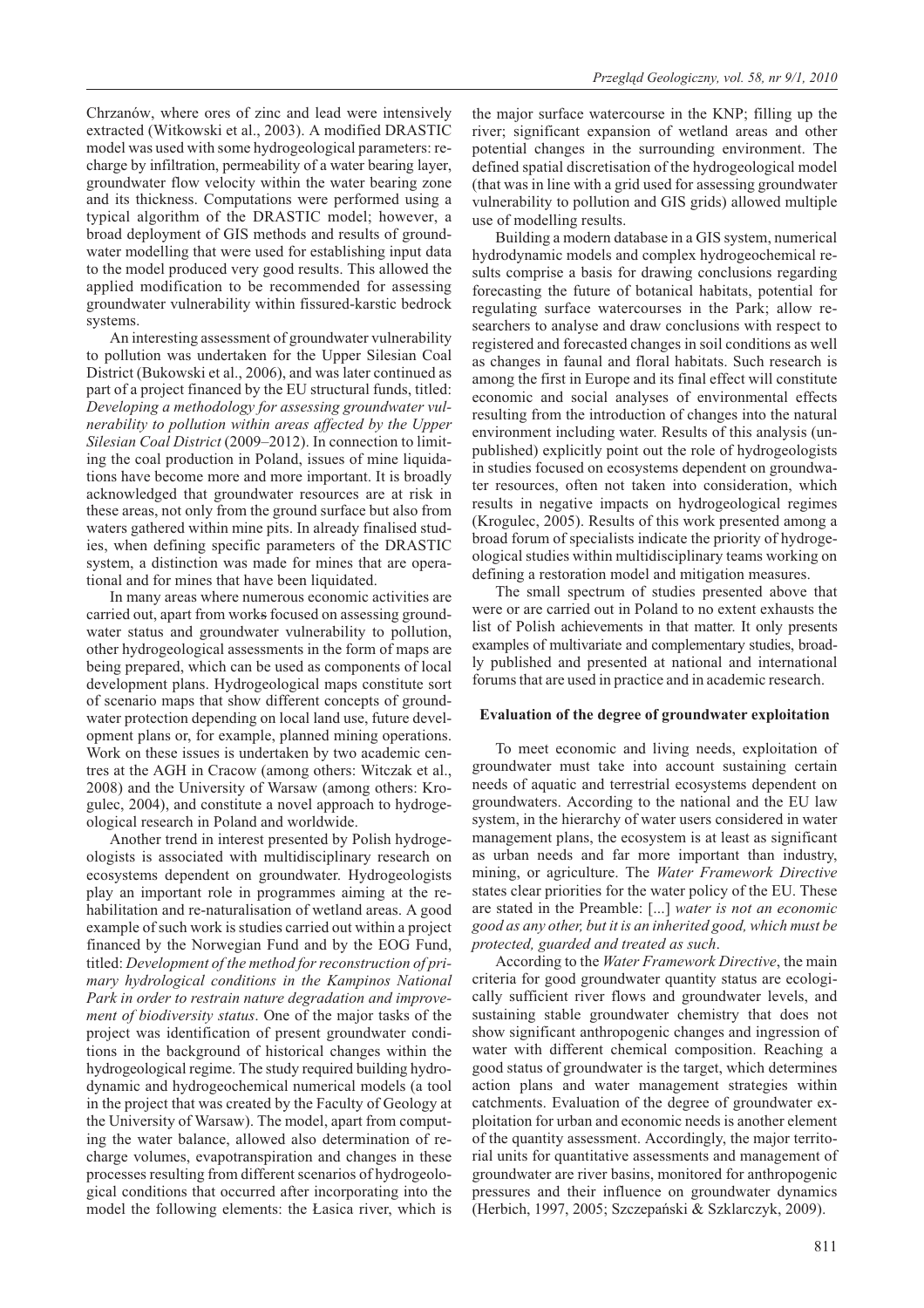Chrzanów, where ores of zinc and lead were intensively extracted (Witkowski et al., 2003). A modified DRASTIC model was used with some hydrogeological parameters: recharge by infiltration, permeability of a water bearing layer, groundwater flow velocity within the water bearing zone and its thickness. Computations were performed using a typical algorithm of the DRASTIC model; however, a broad deployment of GIS methods and results of groundwater modelling that were used for establishing input data to the model produced very good results. This allowed the applied modification to be recommended for assessing groundwater vulnerability within fissured-karstic bedrock systems.

An interesting assessment of groundwater vulnerability to pollution was undertaken for the Upper Silesian Coal District (Bukowski et al., 2006), and was later continued as part of a project financed by the EU structural funds, titled: *Developing a methodology for assessing groundwater vulnerability to pollution within areas affected by the Upper Silesian Coal District* (2009–2012). In connection to limiting the coal production in Poland, issues of mine liquidations have become more and more important. It is broadly acknowledged that groundwater resources are at risk in these areas, not only from the ground surface but also from waters gathered within mine pits. In already finalised studies, when defining specific parameters of the DRASTIC system, a distinction was made for mines that are operational and for mines that have been liquidated.

In many areas where numerous economic activities are carried out, apart from works focused on assessing groundwater status and groundwater vulnerability to pollution, other hydrogeological assessments in the form of maps are being prepared, which can be used as components of local development plans. Hydrogeological maps constitute sort of scenario maps that show different concepts of groundwater protection depending on local land use, future development plans or, for example, planned mining operations. Work on these issues is undertaken by two academic centres at the AGH in Cracow (among others: Witczak et al., 2008) and the University of Warsaw (among others: Krogulec, 2004), and constitute a novel approach to hydrogeological research in Poland and worldwide.

Another trend in interest presented by Polish hydrogeologists is associated with multidisciplinary research on ecosystems dependent on groundwater. Hydrogeologists play an important role in programmes aiming at the rehabilitation and re-naturalisation of wetland areas. A good example of such work is studies carried out within a project financed by the Norwegian Fund and by the EOG Fund, titled: *Development of the method for reconstruction of primary hydrological conditions in the Kampinos National Park in order to restrain nature degradation and improvement of biodiversity status*. One of the major tasks of the project was identification of present groundwater conditions in the background of historical changes within the hydrogeological regime. The study required building hydrodynamic and hydrogeochemical numerical models (a tool in the project that was created by the Faculty of Geology at the University of Warsaw). The model, apart from computing the water balance, allowed also determination of recharge volumes, evapotranspiration and changes in these processes resulting from different scenarios of hydrogeological conditions that occurred after incorporating into the model the following elements: the Łasica river, which is the major surface watercourse in the KNP; filling up the river; significant expansion of wetland areas and other potential changes in the surrounding environment. The defined spatial discretisation of the hydrogeological model (that was in line with a grid used for assessing groundwater vulnerability to pollution and GIS grids) allowed multiple use of modelling results.

Building a modern database in a GIS system, numerical hydrodynamic models and complex hydrogeochemical results comprise a basis for drawing conclusions regarding forecasting the future of botanical habitats, potential for regulating surface watercourses in the Park; allow researchers to analyse and draw conclusions with respect to registered and forecasted changes in soil conditions as well as changes in faunal and floral habitats. Such research is among the first in Europe and its final effect will constitute economic and social analyses of environmental effects resulting from the introduction of changes into the natural environment including water. Results of this analysis (unpublished) explicitly point out the role of hydrogeologists in studies focused on ecosystems dependent on groundwater resources, often not taken into consideration, which results in negative impacts on hydrogeological regimes (Krogulec, 2005). Results of this work presented among a broad forum of specialists indicate the priority of hydrogeological studies within multidisciplinary teams working on defining a restoration model and mitigation measures.

The small spectrum of studies presented above that were or are carried out in Poland to no extent exhausts the list of Polish achievements in that matter. It only presents examples of multivariate and complementary studies, broadly published and presented at national and international forums that are used in practice and in academic research.

### Evaluation of the degree of groundwater exploitation

To meet economic and living needs, exploitation of groundwater must take into account sustaining certain needs of aquatic and terrestrial ecosystems dependent on groundwaters. According to the national and the EU law system, in the hierarchy of water users considered in water management plans, the ecosystem is at least as significant as urban needs and far more important than industry, mining, or agriculture. The *Water Framework Directive* states clear priorities for the water policy of the EU. These are stated in the Preamble: [...] *water is not an economic good as any other, but it is an inherited good, which must be protected, guarded and treated as such*.

According to the *Water Framework Directive*, the main criteria for good groundwater quantity status are ecologically sufficient river flows and groundwater levels, and sustaining stable groundwater chemistry that does not show significant anthropogenic changes and ingression of water with different chemical composition. Reaching a good status of groundwater is the target, which determines action plans and water management strategies within catchments. Evaluation of the degree of groundwater exploitation for urban and economic needs is another element of the quantity assessment. Accordingly, the major territorial units for quantitative assessments and management of groundwater are river basins, monitored for anthropogenic pressures and their influence on groundwater dynamics (Herbich, 1997, 2005; Szczepański & Szklarczyk, 2009).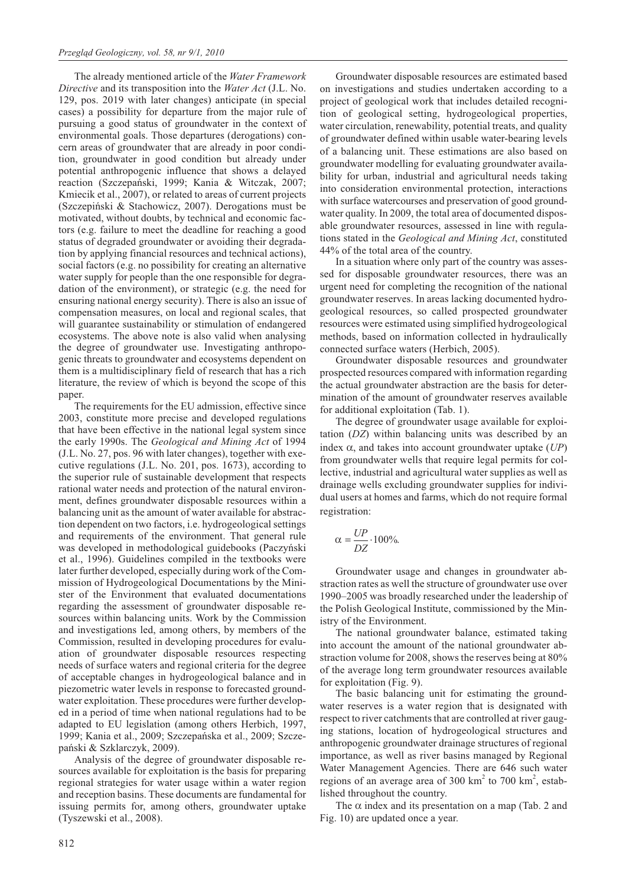The already mentioned article of the *Water Framework Directive* and its transposition into the *Water Act* (J.L. No. 129, pos. 2019 with later changes) anticipate (in special cases) a possibility for departure from the major rule of pursuing a good status of groundwater in the context of environmental goals. Those departures (derogations) concern areas of groundwater that are already in poor condition, groundwater in good condition but already under potential anthropogenic influence that shows a delayed reaction (Szczepański, 1999; Kania & Witczak, 2007; Kmiecik et al., 2007), or related to areas of current projects (Szczepiński & Stachowicz, 2007). Derogations must be motivated, without doubts, by technical and economic factors (e.g. failure to meet the deadline for reaching a good status of degraded groundwater or avoiding their degradation by applying financial resources and technical actions), social factors (e.g. no possibility for creating an alternative water supply for people than the one responsible for degradation of the environment), or strategic (e.g. the need for ensuring national energy security). There is also an issue of compensation measures, on local and regional scales, that will guarantee sustainability or stimulation of endangered ecosystems. The above note is also valid when analysing the degree of groundwater use. Investigating anthropogenic threats to groundwater and ecosystems dependent on them is a multidisciplinary field of research that has a rich literature, the review of which is beyond the scope of this paper.

The requirements for the EU admission, effective since 2003, constitute more precise and developed regulations that have been effective in the national legal system since the early 1990s. The *Geological and Mining Act* of 1994 (J.L. No. 27, pos. 96 with later changes), together with executive regulations (J.L. No. 201, pos. 1673), according to the superior rule of sustainable development that respects rational water needs and protection of the natural environment, defines groundwater disposable resources within a balancing unit as the amount of water available for abstraction dependent on two factors, i.e. hydrogeological settings and requirements of the environment. That general rule was developed in methodological guidebooks (Paczyński et al., 1996). Guidelines compiled in the textbooks were later further developed, especially during work of the Commission of Hydrogeological Documentations by the Minister of the Environment that evaluated documentations regarding the assessment of groundwater disposable resources within balancing units. Work by the Commission and investigations led, among others, by members of the Commission, resulted in developing procedures for evaluation of groundwater disposable resources respecting needs of surface waters and regional criteria for the degree of acceptable changes in hydrogeological balance and in piezometric water levels in response to forecasted groundwater exploitation. These procedures were further developed in a period of time when national regulations had to be adapted to EU legislation (among others Herbich, 1997, 1999; Kania et al., 2009; Szczepańska et al., 2009; Szczepański & Szklarczyk, 2009).

Analysis of the degree of groundwater disposable resources available for exploitation is the basis for preparing regional strategies for water usage within a water region and reception basins. These documents are fundamental for issuing permits for, among others, groundwater uptake (Tyszewski et al., 2008).

Groundwater disposable resources are estimated based on investigations and studies undertaken according to a project of geological work that includes detailed recognition of geological setting, hydrogeological properties, water circulation, renewability, potential treats, and quality of groundwater defined within usable water-bearing levels of a balancing unit. These estimations are also based on groundwater modelling for evaluating groundwater availability for urban, industrial and agricultural needs taking into consideration environmental protection, interactions with surface watercourses and preservation of good groundwater quality. In 2009, the total area of documented disposable groundwater resources, assessed in line with regulations stated in the *Geological and Mining Act*, constituted 44% of the total area of the country.

In a situation where only part of the country was assessed for disposable groundwater resources, there was an urgent need for completing the recognition of the national groundwater reserves. In areas lacking documented hydrogeological resources, so called prospected groundwater resources were estimated using simplified hydrogeological methods, based on information collected in hydraulically connected surface waters (Herbich, 2005).

Groundwater disposable resources and groundwater prospected resources compared with information regarding the actual groundwater abstraction are the basis for determination of the amount of groundwater reserves available for additional exploitation (Tab. 1).

The degree of groundwater usage available for exploitation (*DZ*) within balancing units was described by an index $\alpha$, and takes into account groundwater uptake (*UP*) from groundwater wells that require legal permits for collective, industrial and agricultural water supplies as well as drainage wells excluding groundwater supplies for individual users at homes and farms, which do not require formal registration:

$$\alpha = \frac{UP}{DZ} \cdot 100\%.$$

Groundwater usage and changes in groundwater abstraction rates as well the structure of groundwater use over 1990–2005 was broadly researched under the leadership of the Polish Geological Institute, commissioned by the Ministry of the Environment.

The national groundwater balance, estimated taking into account the amount of the national groundwater abstraction volume for 2008, shows the reserves being at 80% of the average long term groundwater resources available for exploitation (Fig. 9).

The basic balancing unit for estimating the groundwater reserves is a water region that is designated with respect to river catchments that are controlled at river gauging stations, location of hydrogeological structures and anthropogenic groundwater drainage structures of regional importance, as well as river basins managed by Regional Water Management Agencies. There are 646 such water regions of an average area of 300 km$^2$ to 700 km$^2$, established throughout the country.

The $\alpha$ index and its presentation on a map (Tab. 2 and Fig. 10) are updated once a year.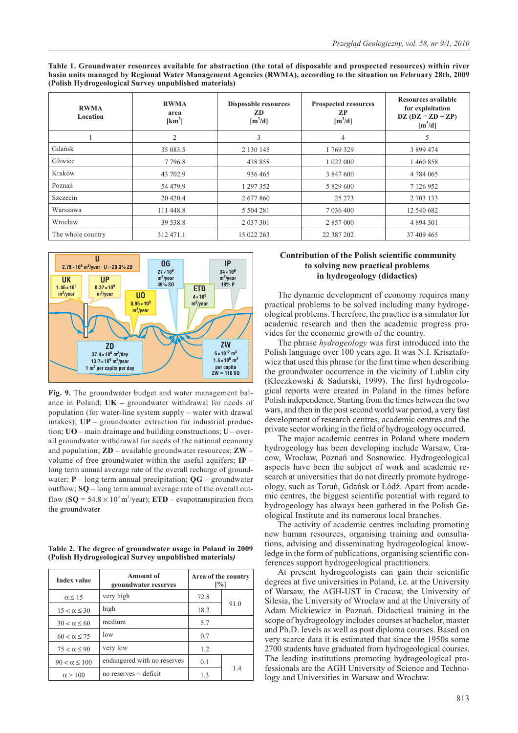**Table 1. Groundwater resources available for abstraction (the total of disposable and prospected resources) within river basin units managed by Regional Water Management Agencies (RWMA), according to the situation on February 28th, 2009 (Polish Hydrogeological Survey unpublished materials)**

| RWMA Location | RWMA area [km$^2$] | Disposable resources ZD [m$^3$/d] | Prospected resources ZP [m$^3$/d] | Resources available for exploitation DZ (DZ = ZD + ZP) [m$^3$/d] |
|---|---|---|---|---|
| 1 | 2 | 3 | 4 | 5 |
| Gdańsk | 35 083.5 | 2 130 145 | 1 769 329 | 3 899 474 |
| Gliwice | 7 796.8 | 438 858 | 1 022 000 | 1 460 858 |
| Kraków | 43 702.9 | 936 465 | 3 847 600 | 4 784 065 |
| Poznań | 54 479.9 | 1 297 352 | 5 829 600 | 7 126 952 |
| Szczecin | 20 420.4 | 2 677 860 | 25 273 | 2 703 133 |
| Warszawa | 111 448.8 | 5 504 281 | 7 036 400 | 12 540 682 |
| Wrocław | 39 538.8 | 2 037 301 | 2 857 000 | 4 894 301 |
| The whole country | 312 471.1 | 15 022 263 | 22 387 202 | 37 409 465 |

**Fig. 9.** The groundwater budget and water management balance in Poland; **UK –** groundwater withdrawal for needs of population (for water-line system supply – water with drawal intakes); **UP** – groundwater extraction for industrial production; **UO** – main drainage and building constructions; **U** – overall groundwater withdrawal for needs of the national economy and population; **ZD** – available groundwater resources; **ZW** – volume of free groundwater within the useful aquifers; **IP** – long term annual average rate of the overall recharge of groundwater; **P** – long term annual precipitation; **QG** – groundwater outflow; **SQ** – long term annual average rate of the overall outflow (**SQ** = 54.8 × $10^9$ m$^3$/year); **ETD** – evapotranspiration from the groundwater

**Table 2. The degree of groundwater usage in Poland in 2009 (Polish Hydrogeological Survey unpublished materials)**

| Index value | Amount of groundwater reserves | Area of the country [%] | |
|---|---|---|---|
| $\alpha \leq 15$ | very high | 72.8 | 91.0 |
| $15 < \alpha \leq 30$ | high | 18.2 | |
| $30 < \alpha \leq 60$ | medium | 5.7 | |
| $60 < \alpha \leq 75$ | low | 0.7 | |
| $75 < \alpha \leq 90$ | very low | 1.2 | |
| $90 < \alpha \leq 100$ | endangered with no reserves | 0.1 | 1.4 |
| $\alpha > 100$ | no reserves = deficit | 1.3 | |

## Contribution of the Polish scientific community to solving new practical problems in hydrogeology (didactics)

The dynamic development of economy requires many practical problems to be solved including many hydrogeological problems. Therefore, the practice is a simulator for academic research and then the academic progress provides for the economic growth of the country.

The phrase *hydrogeology* was first introduced into the Polish language over 100 years ago. It was N.I. Krisztafowicz that used this phrase for the first time when describing the groundwater occurrence in the vicinity of Lublin city (Kleczkowski & Sadurski, 1999). The first hydrogeological reports were created in Poland in the times before Polish independence. Starting from the times between the two wars, and then in the post second world war period, a very fast development of research centres, academic centres and the private sector working in the field of hydrogeology occurred.

The major academic centres in Poland where modern hydrogeology has been developing include Warsaw, Cracow, Wrocław, Poznań and Sosnowiec. Hydrogeological aspects have been the subject of work and academic research at universities that do not directly promote hydrogeology, such as Toruń, Gdańsk or Łódź. Apart from academic centres, the biggest scientific potential with regard to hydrogeology has always been gathered in the Polish Geological Institute and its numerous local branches.

The activity of academic centres including promoting new human resources, organising training and consultations, advising and disseminating hydrogeological knowledge in the form of publications, organising scientific conferences support hydrogeological practitioners.

At present hydrogeologists can gain their scientific degrees at five universities in Poland, i.e. at the University of Warsaw, the AGH-UST in Cracow, the University of Silesia, the University of Wrocław and at the University of Adam Mickiewicz in Poznań. Didactical training in the scope of hydrogeology includes courses at bachelor, master and Ph.D. levels as well as post diploma courses. Based on very scarce data it is estimated that since the 1950s some 2700 students have graduated from hydrogeological courses. The leading institutions promoting hydrogeological professionals are the AGH University of Science and Technology and Universities in Warsaw and Wrocław.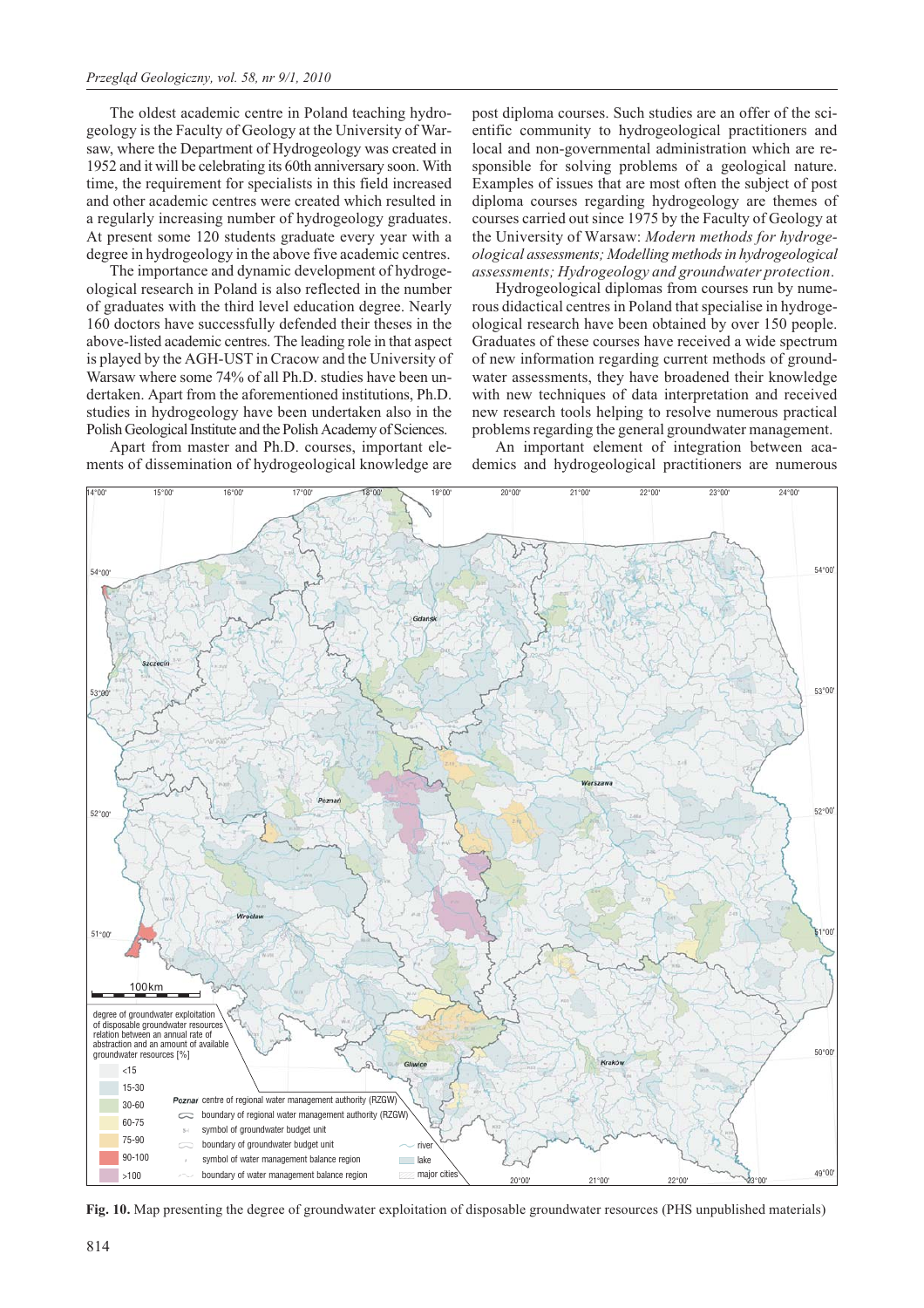The oldest academic centre in Poland teaching hydrogeology is the Faculty of Geology at the University of Warsaw, where the Department of Hydrogeology was created in 1952 and it will be celebrating its 60th anniversary soon. With time, the requirement for specialists in this field increased and other academic centres were created which resulted in a regularly increasing number of hydrogeology graduates. At present some 120 students graduate every year with a degree in hydrogeology in the above five academic centres.

The importance and dynamic development of hydrogeological research in Poland is also reflected in the number of graduates with the third level education degree. Nearly 160 doctors have successfully defended their theses in the above-listed academic centres. The leading role in that aspect is played by the AGH-UST in Cracow and the University of Warsaw where some 74% of all Ph.D. studies have been undertaken. Apart from the aforementioned institutions, Ph.D. studies in hydrogeology have been undertaken also in the Polish Geological Institute and the Polish Academy of Sciences.

Apart from master and Ph.D. courses, important elements of dissemination of hydrogeological knowledge are post diploma courses. Such studies are an offer of the scientific community to hydrogeological practitioners and local and non-governmental administration which are responsible for solving problems of a geological nature. Examples of issues that are most often the subject of post diploma courses regarding hydrogeology are themes of courses carried out since 1975 by the Faculty of Geology at the University of Warsaw: *Modern methods for hydrogeological assessments; Modelling methods in hydrogeological assessments; Hydrogeology and groundwater protection*.

Hydrogeological diplomas from courses run by numerous didactical centres in Poland that specialise in hydrogeological research have been obtained by over 150 people. Graduates of these courses have received a wide spectrum of new information regarding current methods of groundwater assessments, they have broadened their knowledge with new techniques of data interpretation and received new research tools helping to resolve numerous practical problems regarding the general groundwater management.

An important element of integration between academics and hydrogeological practitioners are numerous

**Fig. 10.** Map presenting the degree of groundwater exploitation of disposable groundwater resources (PHS unpublished materials)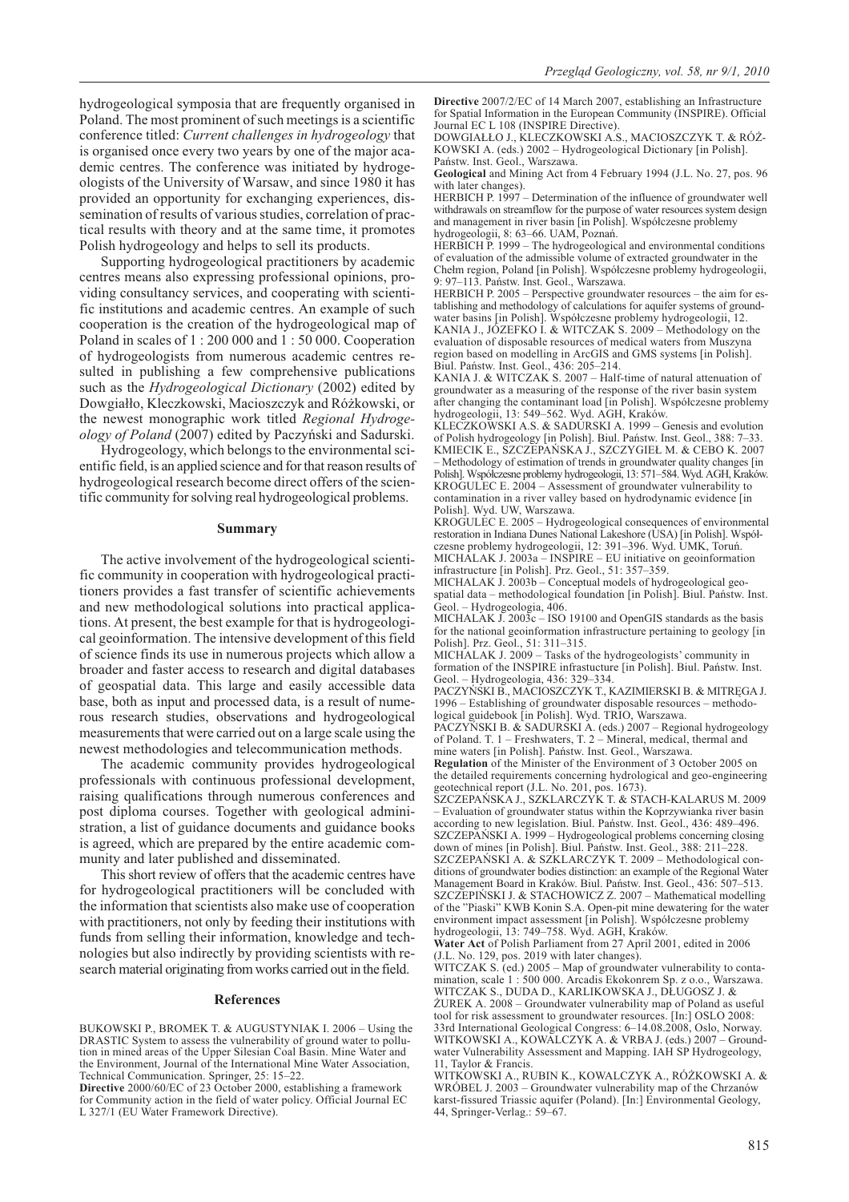hydrogeological symposia that are frequently organised in Poland. The most prominent of such meetings is a scientific conference titled: *Current challenges in hydrogeology* that is organised once every two years by one of the major academic centres. The conference was initiated by hydrogeologists of the University of Warsaw, and since 1980 it has provided an opportunity for exchanging experiences, dissemination of results of various studies, correlation of practical results with theory and at the same time, it promotes Polish hydrogeology and helps to sell its products.

Supporting hydrogeological practitioners by academic centres means also expressing professional opinions, providing consultancy services, and cooperating with scientific institutions and academic centres. An example of such cooperation is the creation of the hydrogeological map of Poland in scales of 1 : 200 000 and 1 : 50 000. Cooperation of hydrogeologists from numerous academic centres resulted in publishing a few comprehensive publications such as the *Hydrogeological Dictionary* (2002) edited by Dowgiałło, Kleczkowski, Macioszczyk and Różkowski, or the newest monographic work titled *Regional Hydrogeology of Poland* (2007) edited by Paczyński and Sadurski.

Hydrogeology, which belongs to the environmental scientific field, is an applied science and for that reason results of hydrogeological research become direct offers of the scientific community for solving real hydrogeological problems.

## Summary

The active involvement of the hydrogeological scientific community in cooperation with hydrogeological practitioners provides a fast transfer of scientific achievements and new methodological solutions into practical applications. At present, the best example for that is hydrogeological geoinformation. The intensive development of this field of science finds its use in numerous projects which allow a broader and faster access to research and digital databases of geospatial data. This large and easily accessible data base, both as input and processed data, is a result of numerous research studies, observations and hydrogeological measurements that were carried out on a large scale using the newest methodologies and telecommunication methods.

The academic community provides hydrogeological professionals with continuous professional development, raising qualifications through numerous conferences and post diploma courses. Together with geological administration, a list of guidance documents and guidance books is agreed, which are prepared by the entire academic community and later published and disseminated.

This short review of offers that the academic centres have for hydrogeological practitioners will be concluded with the information that scientists also make use of cooperation with practitioners, not only by feeding their institutions with funds from selling their information, knowledge and technologies but also indirectly by providing scientists with research material originating from works carried out in the field.

## References

BUKOWSKI P., BROMEK T. & AUGUSTYNIAK I. 2006 – Using the DRASTIC System to assess the vulnerability of ground water to pollution in mined areas of the Upper Silesian Coal Basin. Mine Water and the Environment, Journal of the International Mine Water Association, Technical Communication. Springer, 25: 15–22.

**Directive** 2000/60/EC of 23 October 2000, establishing a framework for Community action in the field of water policy. Official Journal EC L 327/1 (EU Water Framework Directive).

**Directive** 2007/2/EC of 14 March 2007, establishing an Infrastructure for Spatial Information in the European Community (INSPIRE). Official Journal EC L 108 (INSPIRE Directive).

DOWGIAŁŁO J., KLECZKOWSKI A.S., MACIOSZCZYK T. & RÓŻKOWSKI A. (eds.) 2002 – Hydrogeological Dictionary [in Polish]. Państw. Inst. Geol., Warszawa.

**Geological** and Mining Act from 4 February 1994 (J.L. No. 27, pos. 96 with later changes).

HERBICH P. 1997 – Determination of the influence of groundwater well withdrawals on streamflow for the purpose of water resources system design and management in river basin [in Polish]. Współczesne problemy hydrogeologii, 8: 63–66. UAM, Poznań.

HERBICH P. 1999 – The hydrogeological and environmental conditions of evaluation of the admissible volume of extracted groundwater in the Chełm region, Poland [in Polish]. Współczesne problemy hydrogeologii, 9: 97–113. Państw. Inst. Geol., Warszawa.

HERBICH P. 2005 – Perspective groundwater resources – the aim for establishing and methodology of calculations for aquifer systems of groundwater basins [in Polish]. Współczesne problemy hydrogeologii, 12.

KANIA J., JÓZEFKO I. & WITCZAK S. 2009 – Methodology on the evaluation of disposable resources of medical waters from Muszyna region based on modelling in ArcGIS and GMS systems [in Polish]. Biul. Państw. Inst. Geol., 436: 205–214.

KANIA J. & WITCZAK S. 2007 – Half-time of natural attenuation of groundwater as a measuring of the response of the river basin system after changing the contaminant load [in Polish]. Współczesne problemy hydrogeologii, 13: 549–562. Wyd. AGH, Kraków.

KLECZKOWSKI A.S. & SADURSKI A. 1999 – Genesis and evolution of Polish hydrogeology [in Polish]. Biul. Państw. Inst. Geol., 388: 7–33.

KMIECIK E., SZCZEPAŃSKA J., SZCZYGIEŁ M. & CEBO K. 2007 – Methodology of estimation of trends in groundwater quality changes [in Polish]. Współczesne problemy hydrogeologii, 13: 571–584. Wyd. AGH, Kraków.

KROGULEC E. 2004 – Assessment of groundwater vulnerability to contamination in a river valley based on hydrodynamic evidence [in Polish]. Wyd. UW, Warszawa.

KROGULEC E. 2005 – Hydrogeological consequences of environmental restoration in Indiana Dunes National Lakeshore (USA) [in Polish]. Współczesne problemy hydrogeologii, 12: 391–396. Wyd. UMK, Toruń.

MICHALAK J. 2003a – INSPIRE – EU initiative on geoinformation infrastructure [in Polish]. Prz. Geol., 51: 357–359.

MICHALAK J. 2003b – Conceptual models of hydrogeological geospatial data – methodological foundation [in Polish]. Biul. Państw. Inst. Geol. – Hydrogeologia, 406.

MICHALAK J. 2003c – ISO 19100 and OpenGIS standards as the basis for the national geoinformation infrastructure pertaining to geology [in Polish]. Prz. Geol., 51: 311–315.

MICHALAK J. 2009 – Tasks of the hydrogeologists' community in formation of the INSPIRE infrastucture [in Polish]. Biul. Państw. Inst. Geol. – Hydrogeologia, 436: 329–334.

PACZYŃSKI B., MACIOSZCZYK T., KAZIMIERSKI B. & MITRĘGA J. 1996 – Establishing of groundwater disposable resources – methodological guidebook [in Polish]. Wyd. TRIO, Warszawa.

PACZYŃSKI B. & SADURSKI A. (eds.) 2007 – Regional hydrogeology of Poland. T. 1 – Freshwaters, T. 2 – Mineral, medical, thermal and mine waters [in Polish]. Państw. Inst. Geol., Warszawa.

**Regulation** of the Minister of the Environment of 3 October 2005 on the detailed requirements concerning hydrological and geo-engineering geotechnical report (J.L. No. 201, pos. 1673).

SZCZEPAŃSKA J., SZKLARCZYK T. & STACH-KALARUS M. 2009 – Evaluation of groundwater status within the Koprzywianka river basin according to new legislation. Biul. Państw. Inst. Geol., 436: 489–496.

SZCZEPAŃSKI A. 1999 – Hydrogeological problems concerning closing down of mines [in Polish]. Biul. Państw. Inst. Geol., 388: 211–228.

SZCZEPAŃSKI A. & SZKLARCZYK T. 2009 – Methodological conditions of groundwater bodies distinction: an example of the Regional Water Management Board in Kraków. Biul. Państw. Inst. Geol., 436: 507–513.

SZCZEPIŃSKI J. & STACHOWICZ Z. 2007 – Mathematical modelling of the "Piaski" KWB Konin S.A. Open-pit mine dewatering for the water environment impact assessment [in Polish]. Współczesne problemy hydrogeologii, 13: 749–758. Wyd. AGH, Kraków.

**Water Act** of Polish Parliament from 27 April 2001, edited in 2006 (J.L. No. 129, pos. 2019 with later changes).

WITCZAK S. (ed.) 2005 – Map of groundwater vulnerability to contamination, scale 1 : 500 000. Arcadis Ekokonrem Sp. z o.o., Warszawa.

WITCZAK S., DUDA D., KARLIKOWSKA J., DŁUGOSZ J. & ŻUREK A. 2008 – Groundwater vulnerability map of Poland as useful tool for risk assessment to groundwater resources. [In:] OSLO 2008: 33rd International Geological Congress: 6–14.08.2008, Oslo, Norway.

WITKOWSKI A., KOWALCZYK A. & VRBA J. (eds.) 2007 – Groundwater Vulnerability Assessment and Mapping. IAH SP Hydrogeology, 11, Taylor & Francis.

WITKOWSKI A., RUBIN K., KOWALCZYK A., RÓŻKOWSKI A. & WRÓBEL J. 2003 – Groundwater vulnerability map of the Chrzanów karst-fissured Triassic aquifer (Poland). [In:] Environmental Geology, 44, Springer-Verlag.: 59–67.